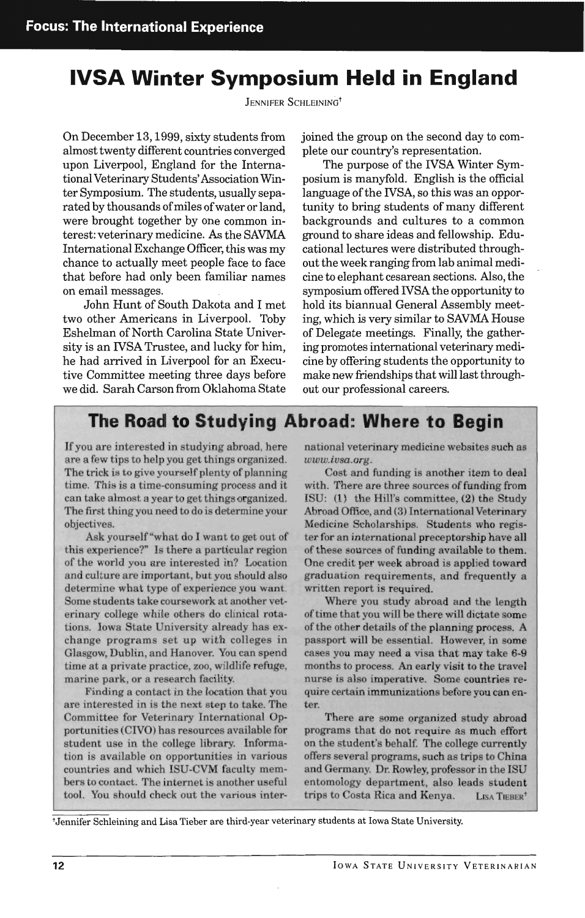# IVSA Winter Symposium Held in England

JENNIFER SCHLEINING[†]

On December 13, 1999, sixty students from almost twenty different countries converged upon Liverpool, England for the International Veterinary Students' Association Winter Symposium. The students, usually separated by thousands of miles of water or land, were brought together by one common interest: veterinary medicine. As the SAVMA International Exchange Officer, this was my chance to actually meet people face to face that before had only been familiar names on email messages.

John Hunt of South Dakota and I met two other Americans in Liverpool. Toby Eshelman of North Carolina State University is an IVSA Trustee, and lucky for him, he had arrived in Liverpool for an Executive Committee meeting three days before we did. Sarah Carson from Oklahoma State joined the group on the second day to complete our country's representation.

The purpose of the IVSA Winter Symposium is manyfold. English is the official language of the IVSA, so this was an opportunity to bring students of many different backgrounds and cultures to a common ground to share ideas and fellowship. Educational lectures were distributed throughout the week ranging from lab animal medicine to elephant cesarean sections. Also, the symposium offered IVSA the opportunity to hold its biannual General Assembly meeting, which is very similar to SAVMA House of Delegate meetings. Finally, the gathering promotes international veterinary medicine by offering students the opportunity to make new friendships that will last throughout our professional careers.

## The Road to Studying Abroad: Where to Begin

If you are interested in studying abroad, here are a few tips to help you get things organized. The trick is to give yourself plenty of planning time. This is a time-consuming process and it can take almost a year to get things organized. The first thing you need to do is determine your objectives.

Ask yourself "what do I want to get out of this experience?" Is there a particular region of the world you are interested in? Location and culture are important, but you should also determine what type of experience you want. Some students take coursework at another veterinary college while others do clinical rotations. Iowa State University already has exchange programs set up with colleges in Glasgow, Dublin, and Hanover. You can spend time at a private practice, zoo, wildlife refuge, marine park, or a research facility.

Finding a contact in the location that you are interested in is the next step to take. The Committee for Veterinary International Opportunities (CIVO) has resources available for student use in the college library. Information is available on opportunities in various countries and which ISU-CVM faculty members to contact. The internet is another useful tool. You should check out the various international veterinary medicine websites such as *www.ivsa.org*.

Cost and funding is another item to deal with. There are three sources of funding from ISU: (1) the Hill's committee, (2) the Study Abroad Office, and (3) International Veterinary Medicine Scholarships. Students who register for an international preceptorship have all of these sources of funding available to them. One credit per week abroad is applied toward graduation requirements, and frequently a written report is required.

Where you study abroad and the length of time that you will be there will dictate some of the other details of the planning process. A passport will be essential. However, in some cases you may need a visa that may take 6-9 months to process. An early visit to the travel nurse is also imperative. Some countries require certain immunizations before you can enter.

There are some organized study abroad programs that do not require as much effort on the student's behalf. The college currently offers several programs, such as trips to China and Germany. Dr. Rowley, professor in the ISU entomology department, also leads student trips to Costa Rica and Kenya. LISA TIEBER[†]

[†]Jennifer Schleining and Lisa Tieber are third-year veterinary students at Iowa State University.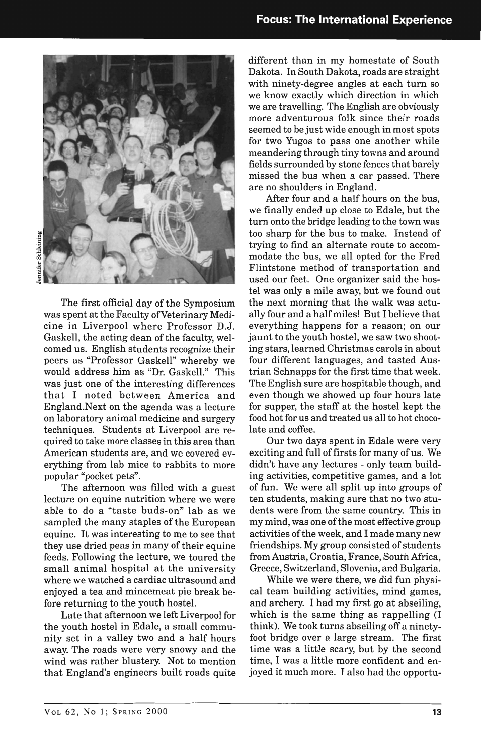The first official day of the Symposium was spent at the Faculty of Veterinary Medicine in Liverpool where Professor D.J. Gaskell, the acting dean of the faculty, welcomed us. English students recognize their peers as "Professor Gaskell" whereby we would address him as "Dr. Gaskell." This was just one of the interesting differences that I noted between America and England.Next on the agenda was a lecture on laboratory animal medicine and surgery techniques. Students at Liverpool are required to take more classes in this area than American students are, and we covered everything from lab mice to rabbits to more popular "pocket pets".

The afternoon was filled with a guest lecture on equine nutrition where we were able to do a "taste buds-on" lab as we sampled the many staples of the European equine. It was interesting to me to see that they use dried peas in many of their equine feeds. Following the lecture, we toured the small animal hospital at the university where we watched a cardiac ultrasound and enjoyed a tea and mincemeat pie break before returning to the youth hostel.

Late that afternoon we left Liverpool for the youth hostel in Edale, a small community set in a valley two and a half hours away. The roads were very snowy and the wind was rather blustery. Not to mention that England's engineers built roads quite different than in my homestate of South Dakota. In South Dakota, roads are straight with ninety-degree angles at each turn so we know exactly which direction in which we are travelling. The English are obviously more adventurous folk since their roads seemed to be just wide enough in most spots for two Yugos to pass one another while meandering through tiny towns and around fields surrounded by stone fences that barely missed the bus when a car passed. There are no shoulders in England.

After four and a half hours on the bus, we finally ended up close to Edale, but the turn onto the bridge leading to the town was too sharp for the bus to make. Instead of trying to find an alternate route to accommodate the bus, we all opted for the Fred Flintstone method of transportation and used our feet. One organizer said the hostel was only a mile away, but we found out the next morning that the walk was actually four and a half miles! But I believe that everything happens for a reason; on our jaunt to the youth hostel, we saw two shooting stars, learned Christmas carols in about four different languages, and tasted Austrian Schnapps for the first time that week. The English sure are hospitable though, and even though we showed up four hours late for supper, the staff at the hostel kept the food hot for us and treated us all to hot chocolate and coffee.

Our two days spent in Edale were very exciting and full of firsts for many of us. We didn't have any lectures - only team building activities, competitive games, and a lot of fun. We were all split up into groups of ten students, making sure that no two students were from the same country. This in my mind, was one of the most effective group activities of the week, and I made many new friendships. My group consisted of students from Austria, Croatia, France, South Africa, Greece, Switzerland, Slovenia, and Bulgaria.

While we were there, we did fun physical team building activities, mind games, and archery. I had my first go at abseiling, which is the same thing as rappelling (I think). We took turns abseiling off a ninety-foot bridge over a large stream. The first time was a little scary, but by the second time, I was a little more confident and enjoyed it much more. I also had the opportu-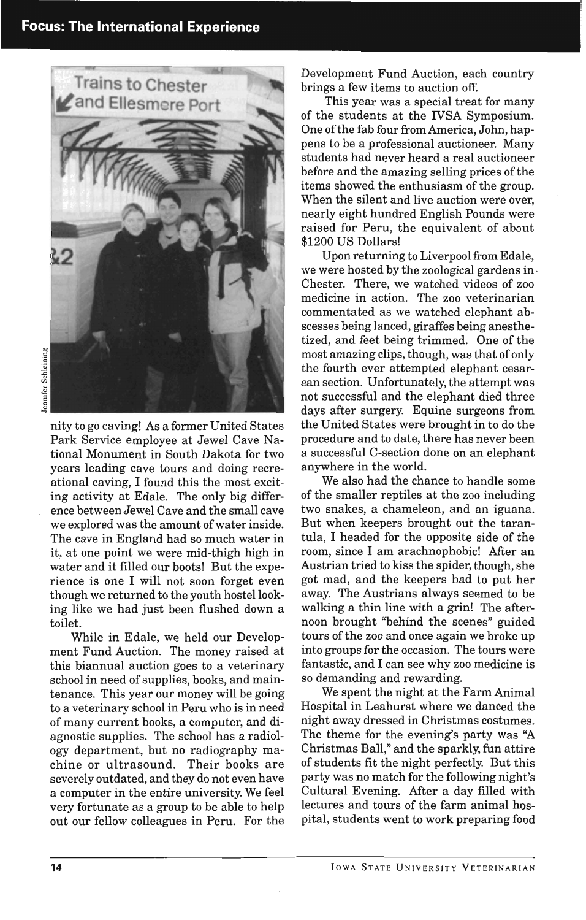nity to go caving! As a former United States Park Service employee at Jewel Cave National Monument in South Dakota for two years leading cave tours and doing recreational caving, I found this the most exciting activity at Edale. The only big difference between Jewel Cave and the small cave we explored was the amount of water inside. The cave in England had so much water in it, at one point we were mid-thigh high in water and it filled our boots! But the experience is one I will not soon forget even though we returned to the youth hostel looking like we had just been flushed down a toilet.

While in Edale, we held our Development Fund Auction. The money raised at this biannual auction goes to a veterinary school in need of supplies, books, and maintenance. This year our money will be going to a veterinary school in Peru who is in need of many current books, a computer, and diagnostic supplies. The school has a radiology department, but no radiography machine or ultrasound. Their books are severely outdated, and they do not even have a computer in the entire university. We feel very fortunate as a group to be able to help out our fellow colleagues in Peru. For the Development Fund Auction, each country brings a few items to auction off.

This year was a special treat for many of the students at the IVSA Symposium. One of the fab four from America, John, happens to be a professional auctioneer. Many students had never heard a real auctioneer before and the amazing selling prices of the items showed the enthusiasm of the group. When the silent and live auction were over, nearly eight hundred English Pounds were raised for Peru, the equivalent of about $1200 US Dollars!

Upon returning to Liverpool from Edale, we were hosted by the zoological gardens in Chester. There, we watched videos of zoo medicine in action. The zoo veterinarian commentated as we watched elephant abscesses being lanced, giraffes being anesthetized, and feet being trimmed. One of the most amazing clips, though, was that of only the fourth ever attempted elephant cesarean section. Unfortunately, the attempt was not successful and the elephant died three days after surgery. Equine surgeons from the United States were brought in to do the procedure and to date, there has never been a successful C-section done on an elephant anywhere in the world.

We also had the chance to handle some of the smaller reptiles at the zoo including two snakes, a chameleon, and an iguana. But when keepers brought out the tarantula, I headed for the opposite side of the room, since I am arachnophobic! After an Austrian tried to kiss the spider, though, she got mad, and the keepers had to put her away. The Austrians always seemed to be walking a thin line with a grin! The afternoon brought "behind the scenes" guided tours of the zoo and once again we broke up into groups for the occasion. The tours were fantastic, and I can see why zoo medicine is so demanding and rewarding.

We spent the night at the Farm Animal Hospital in Leahurst where we danced the night away dressed in Christmas costumes. The theme for the evening's party was "A Christmas Ball," and the sparkly, fun attire of students fit the night perfectly. But this party was no match for the following night's Cultural Evening. After a day filled with lectures and tours of the farm animal hospital, students went to work preparing food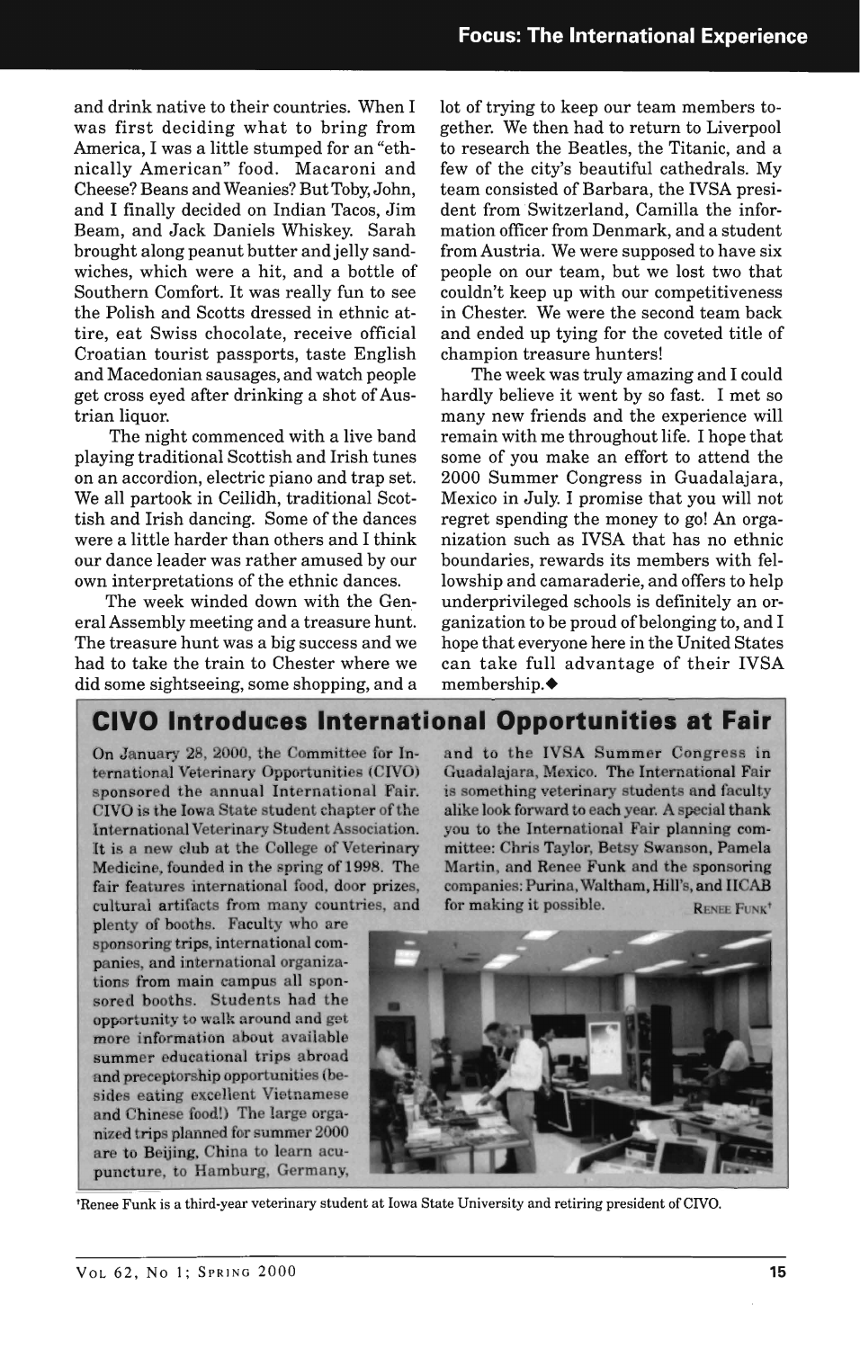and drink native to their countries. When I was first deciding what to bring from America, I was a little stumped for an "ethnically American" food. Macaroni and Cheese? Beans and Weanies? But Toby, John, and I finally decided on Indian Tacos, Jim Beam, and Jack Daniels Whiskey. Sarah brought along peanut butter and jelly sandwiches, which were a hit, and a bottle of Southern Comfort. It was really fun to see the Polish and Scotts dressed in ethnic attire, eat Swiss chocolate, receive official Croatian tourist passports, taste English and Macedonian sausages, and watch people get cross eyed after drinking a shot of Austrian liquor.

The night commenced with a live band playing traditional Scottish and Irish tunes on an accordion, electric piano and trap set. We all partook in Ceilidh, traditional Scottish and Irish dancing. Some of the dances were a little harder than others and I think our dance leader was rather amused by our own interpretations of the ethnic dances.

The week winded down with the General Assembly meeting and a treasure hunt. The treasure hunt was a big success and we had to take the train to Chester where we did some sightseeing, some shopping, and a lot of trying to keep our team members together. We then had to return to Liverpool to research the Beatles, the Titanic, and a few of the city's beautiful cathedrals. My team consisted of Barbara, the IVSA president from Switzerland, Camilla the information officer from Denmark, and a student from Austria. We were supposed to have six people on our team, but we lost two that couldn't keep up with our competitiveness in Chester. We were the second team back and ended up tying for the coveted title of champion treasure hunters!

The week was truly amazing and I could hardly believe it went by so fast. I met so many new friends and the experience will remain with me throughout life. I hope that some of you make an effort to attend the 2000 Summer Congress in Guadalajara, Mexico in July. I promise that you will not regret spending the money to go! An organization such as IVSA that has no ethnic boundaries, rewards its members with fellowship and camaraderie, and offers to help underprivileged schools is definitely an organization to be proud of belonging to, and I hope that everyone here in the United States can take full advantage of their IVSA membership.◆

## CIVO Introduces International Opportunities at Fair

On January 28, 2000, the Committee for International Veterinary Opportunities (CIVO) sponsored the annual International Fair. CIVO is the Iowa State student chapter of the International Veterinary Student Association. It is a new club at the College of Veterinary Medicine, founded in the spring of 1998. The fair features international food, door prizes, cultural artifacts from many countries, and plenty of booths. Faculty who are sponsoring trips, international companies, and international organizations from main campus all sponsored booths. Students had the opportunity to walk around and get more information about available summer educational trips abroad and preceptorship opportunities (besides eating excellent Vietnamese and Chinese food!) The large organized trips planned for summer 2000 are to Beijing, China to learn acupuncture, to Hamburg, Germany, and to the IVSA Summer Congress in Guadalajara, Mexico. The International Fair is something veterinary students and faculty alike look forward to each year. A special thank you to the International Fair planning committee: Chris Taylor, Betsy Swanson, Pamela Martin, and Renee Funk and the sponsoring companies: Purina, Waltham, Hill's, and IICAB for making it possible.

RENEE FUNK[†]

[†]Renee Funk is a third-year veterinary student at Iowa State University and retiring president of CIVO.